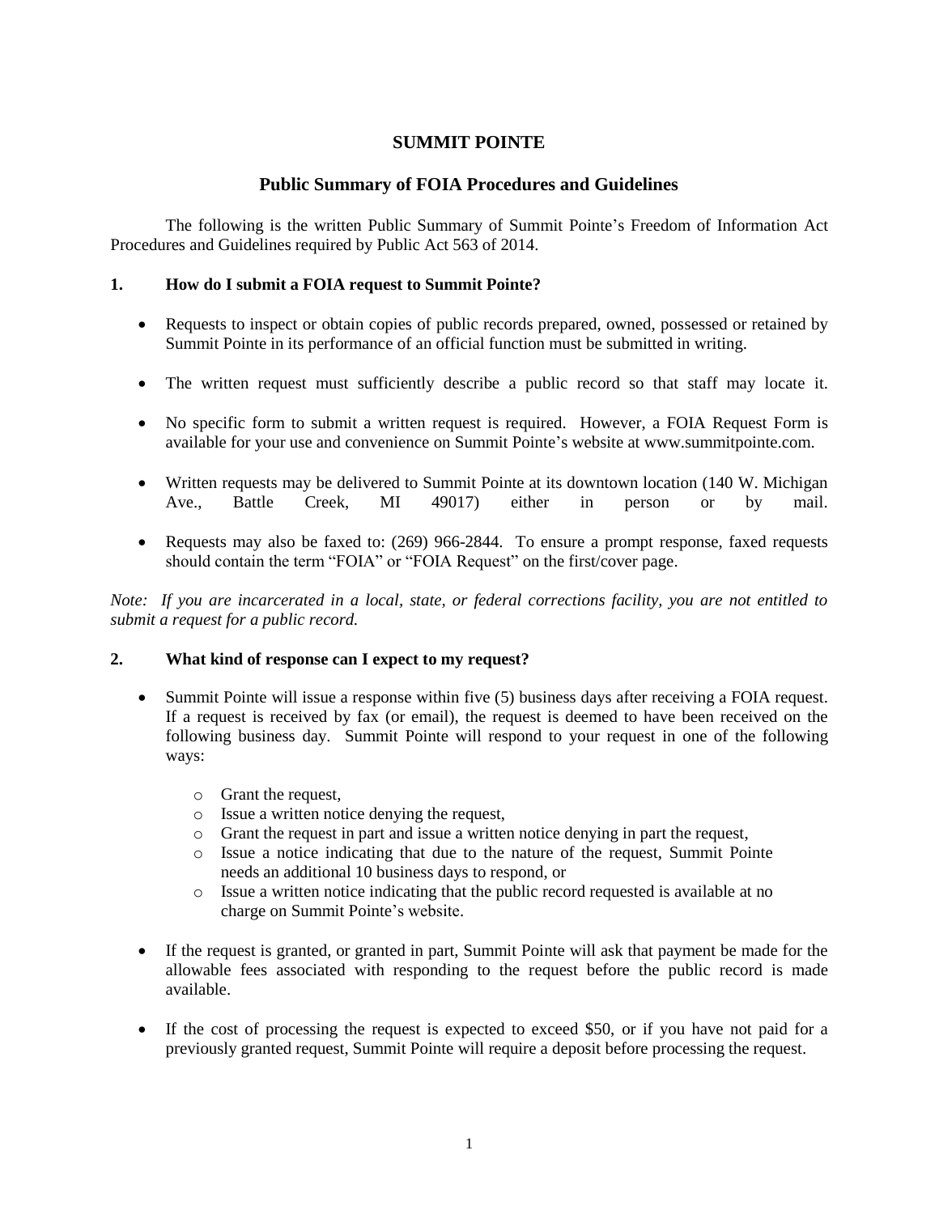# SUMMIT POINTE

## Public Summary of FOIA Procedures and Guidelines

The following is the written Public Summary of Summit Pointe's Freedom of Information Act Procedures and Guidelines required by Public Act 563 of 2014.

### 1. How do I submit a FOIA request to Summit Pointe?

- Requests to inspect or obtain copies of public records prepared, owned, possessed or retained by Summit Pointe in its performance of an official function must be submitted in writing.
- The written request must sufficiently describe a public record so that staff may locate it.
- No specific form to submit a written request is required. However, a FOIA Request Form is available for your use and convenience on Summit Pointe's website at www.summitpointe.com.
- Written requests may be delivered to Summit Pointe at its downtown location (140 W. Michigan Ave., Battle Creek, MI 49017) either in person or by mail.
- Requests may also be faxed to: (269) 966-2844. To ensure a prompt response, faxed requests should contain the term "FOIA" or "FOIA Request" on the first/cover page.

*Note: If you are incarcerated in a local, state, or federal corrections facility, you are not entitled to submit a request for a public record.*

### 2. What kind of response can I expect to my request?

- Summit Pointe will issue a response within five (5) business days after receiving a FOIA request. If a request is received by fax (or email), the request is deemed to have been received on the following business day. Summit Pointe will respond to your request in one of the following ways:
  - Grant the request,
  - Issue a written notice denying the request,
  - Grant the request in part and issue a written notice denying in part the request,
  - Issue a notice indicating that due to the nature of the request, Summit Pointe needs an additional 10 business days to respond, or
  - Issue a written notice indicating that the public record requested is available at no charge on Summit Pointe's website.
- If the request is granted, or granted in part, Summit Pointe will ask that payment be made for the allowable fees associated with responding to the request before the public record is made available.
- If the cost of processing the request is expected to exceed $50, or if you have not paid for a previously granted request, Summit Pointe will require a deposit before processing the request.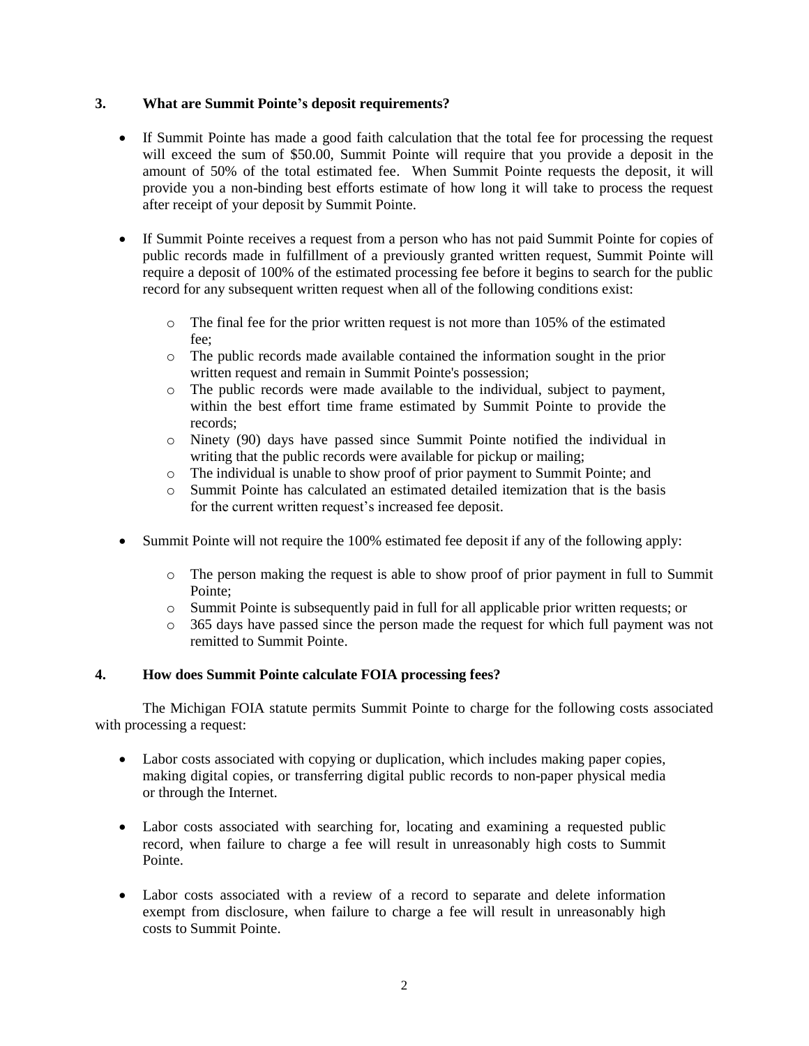### 3. What are Summit Pointe's deposit requirements?

- If Summit Pointe has made a good faith calculation that the total fee for processing the request will exceed the sum of $50.00, Summit Pointe will require that you provide a deposit in the amount of 50% of the total estimated fee. When Summit Pointe requests the deposit, it will provide you a non-binding best efforts estimate of how long it will take to process the request after receipt of your deposit by Summit Pointe.

- If Summit Pointe receives a request from a person who has not paid Summit Pointe for copies of public records made in fulfillment of a previously granted written request, Summit Pointe will require a deposit of 100% of the estimated processing fee before it begins to search for the public record for any subsequent written request when all of the following conditions exist:

  - The final fee for the prior written request is not more than 105% of the estimated fee;
  - The public records made available contained the information sought in the prior written request and remain in Summit Pointe's possession;
  - The public records were made available to the individual, subject to payment, within the best effort time frame estimated by Summit Pointe to provide the records;
  - Ninety (90) days have passed since Summit Pointe notified the individual in writing that the public records were available for pickup or mailing;
  - The individual is unable to show proof of prior payment to Summit Pointe; and
  - Summit Pointe has calculated an estimated detailed itemization that is the basis for the current written request's increased fee deposit.

- Summit Pointe will not require the 100% estimated fee deposit if any of the following apply:

  - The person making the request is able to show proof of prior payment in full to Summit Pointe;
  - Summit Pointe is subsequently paid in full for all applicable prior written requests; or
  - 365 days have passed since the person made the request for which full payment was not remitted to Summit Pointe.

### 4. How does Summit Pointe calculate FOIA processing fees?

The Michigan FOIA statute permits Summit Pointe to charge for the following costs associated with processing a request:

- Labor costs associated with copying or duplication, which includes making paper copies, making digital copies, or transferring digital public records to non-paper physical media or through the Internet.

- Labor costs associated with searching for, locating and examining a requested public record, when failure to charge a fee will result in unreasonably high costs to Summit Pointe.

- Labor costs associated with a review of a record to separate and delete information exempt from disclosure, when failure to charge a fee will result in unreasonably high costs to Summit Pointe.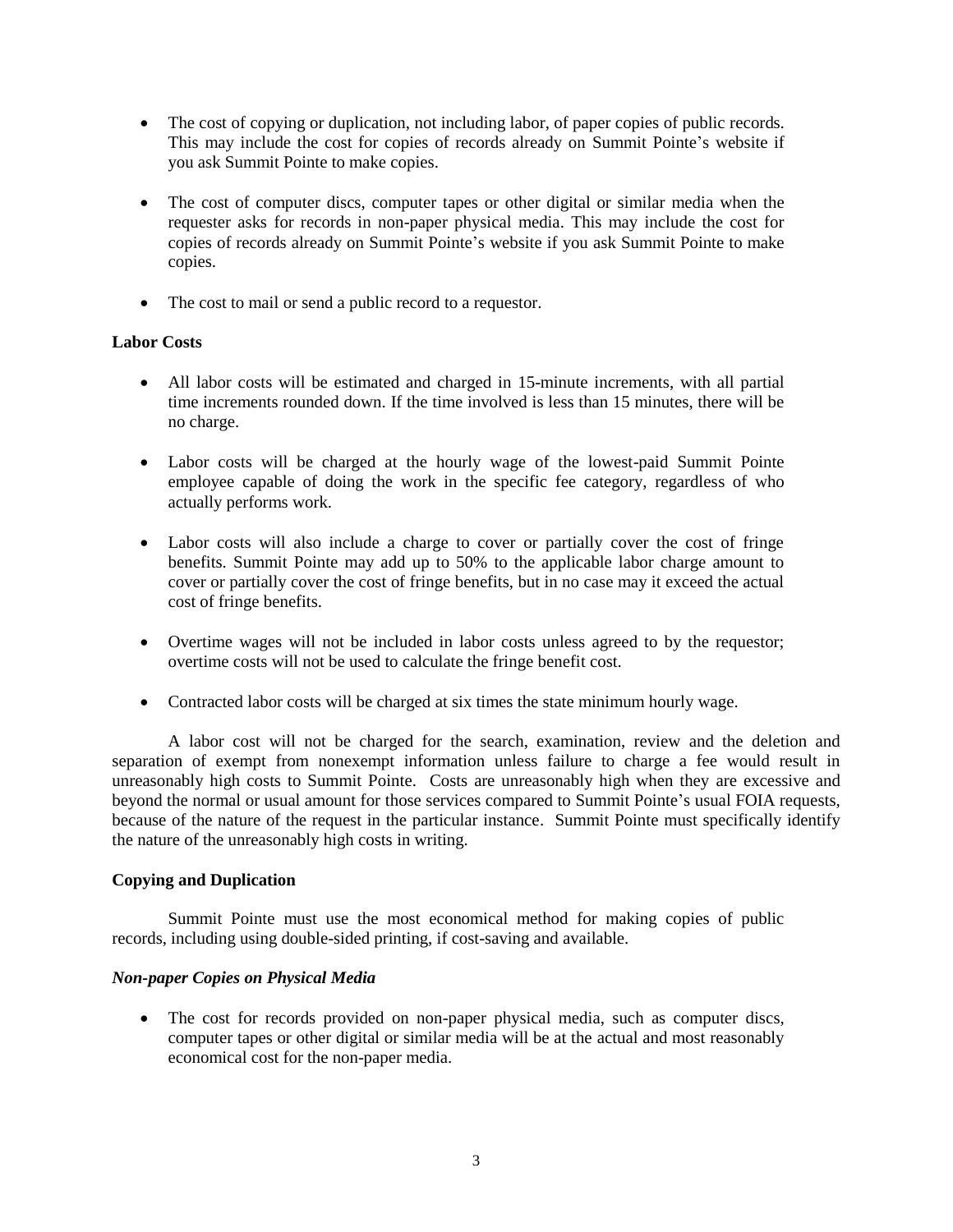- The cost of copying or duplication, not including labor, of paper copies of public records. This may include the cost for copies of records already on Summit Pointe's website if you ask Summit Pointe to make copies.
- The cost of computer discs, computer tapes or other digital or similar media when the requester asks for records in non-paper physical media. This may include the cost for copies of records already on Summit Pointe's website if you ask Summit Pointe to make copies.
- The cost to mail or send a public record to a requestor.

**Labor Costs**

- All labor costs will be estimated and charged in 15-minute increments, with all partial time increments rounded down. If the time involved is less than 15 minutes, there will be no charge.
- Labor costs will be charged at the hourly wage of the lowest-paid Summit Pointe employee capable of doing the work in the specific fee category, regardless of who actually performs work.
- Labor costs will also include a charge to cover or partially cover the cost of fringe benefits. Summit Pointe may add up to 50% to the applicable labor charge amount to cover or partially cover the cost of fringe benefits, but in no case may it exceed the actual cost of fringe benefits.
- Overtime wages will not be included in labor costs unless agreed to by the requestor; overtime costs will not be used to calculate the fringe benefit cost.
- Contracted labor costs will be charged at six times the state minimum hourly wage.

A labor cost will not be charged for the search, examination, review and the deletion and separation of exempt from nonexempt information unless failure to charge a fee would result in unreasonably high costs to Summit Pointe. Costs are unreasonably high when they are excessive and beyond the normal or usual amount for those services compared to Summit Pointe's usual FOIA requests, because of the nature of the request in the particular instance. Summit Pointe must specifically identify the nature of the unreasonably high costs in writing.

**Copying and Duplication**

Summit Pointe must use the most economical method for making copies of public records, including using double-sided printing, if cost-saving and available.

***Non-paper Copies on Physical Media***

- The cost for records provided on non-paper physical media, such as computer discs, computer tapes or other digital or similar media will be at the actual and most reasonably economical cost for the non-paper media.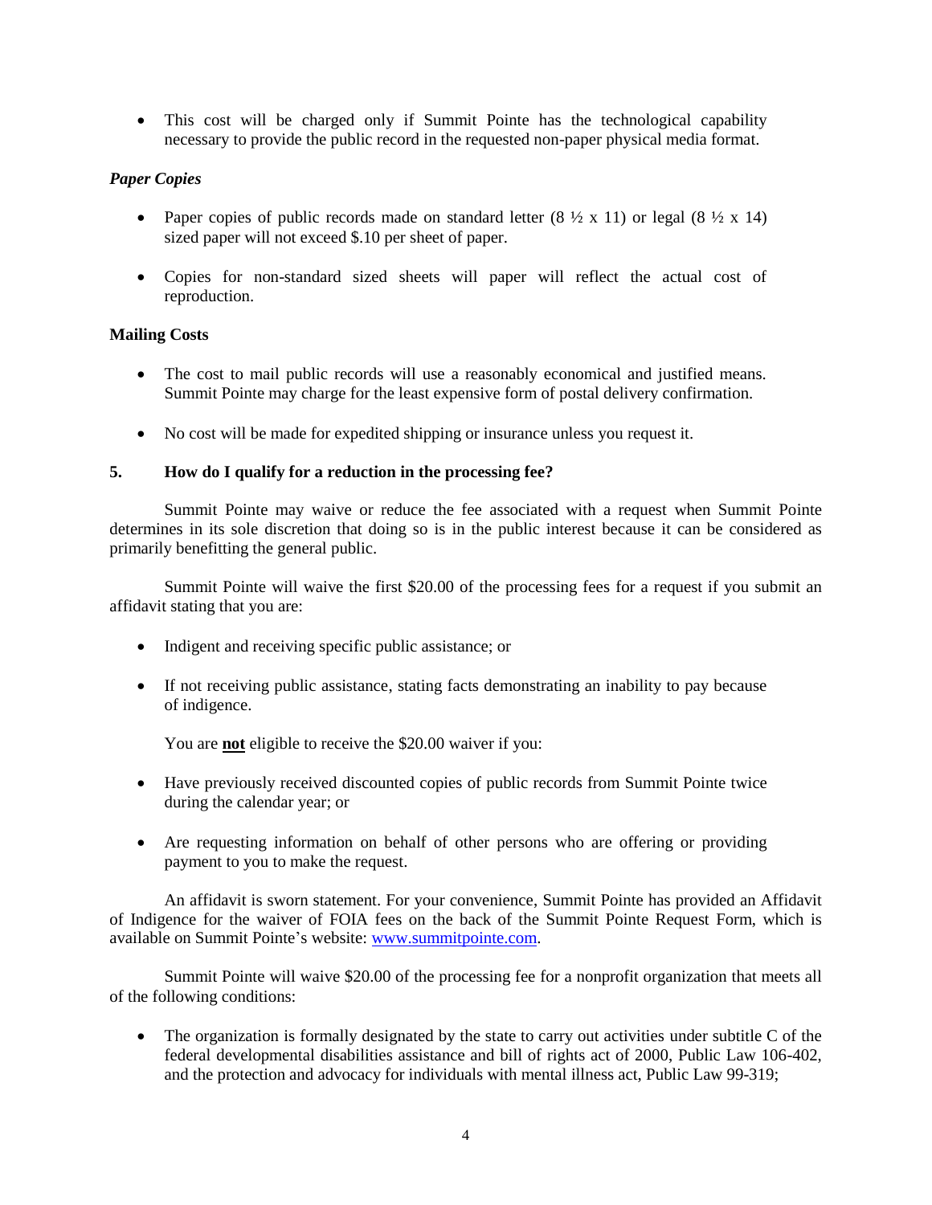- This cost will be charged only if Summit Pointe has the technological capability necessary to provide the public record in the requested non-paper physical media format.

*Paper Copies*

- Paper copies of public records made on standard letter (8 ½ x 11) or legal (8 ½ x 14) sized paper will not exceed $.10 per sheet of paper.

- Copies for non-standard sized sheets will paper will reflect the actual cost of reproduction.

**Mailing Costs**

- The cost to mail public records will use a reasonably economical and justified means. Summit Pointe may charge for the least expensive form of postal delivery confirmation.

- No cost will be made for expedited shipping or insurance unless you request it.

## 5. How do I qualify for a reduction in the processing fee?

Summit Pointe may waive or reduce the fee associated with a request when Summit Pointe determines in its sole discretion that doing so is in the public interest because it can be considered as primarily benefitting the general public.

Summit Pointe will waive the first $20.00 of the processing fees for a request if you submit an affidavit stating that you are:

- Indigent and receiving specific public assistance; or

- If not receiving public assistance, stating facts demonstrating an inability to pay because of indigence.

You are **not** eligible to receive the $20.00 waiver if you:

- Have previously received discounted copies of public records from Summit Pointe twice during the calendar year; or

- Are requesting information on behalf of other persons who are offering or providing payment to you to make the request.

An affidavit is sworn statement. For your convenience, Summit Pointe has provided an Affidavit of Indigence for the waiver of FOIA fees on the back of the Summit Pointe Request Form, which is available on Summit Pointe's website: www.summitpointe.com.

Summit Pointe will waive $20.00 of the processing fee for a nonprofit organization that meets all of the following conditions:

- The organization is formally designated by the state to carry out activities under subtitle C of the federal developmental disabilities assistance and bill of rights act of 2000, Public Law 106-402, and the protection and advocacy for individuals with mental illness act, Public Law 99-319;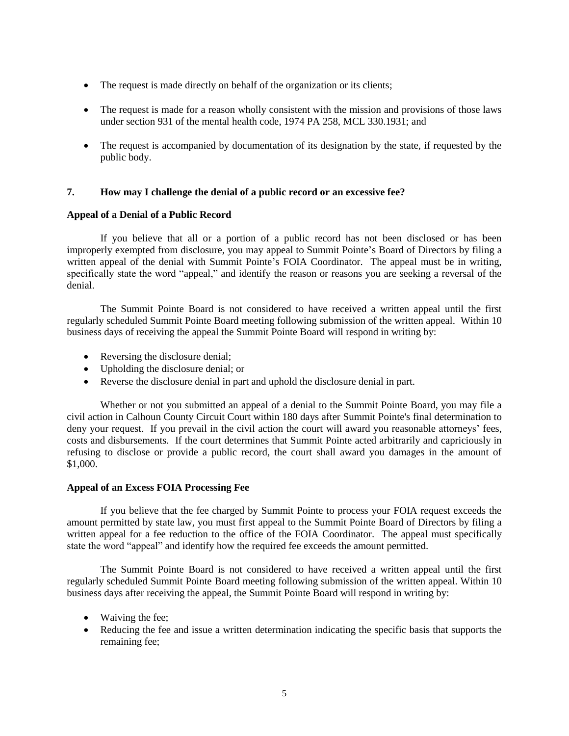- The request is made directly on behalf of the organization or its clients;
- The request is made for a reason wholly consistent with the mission and provisions of those laws under section 931 of the mental health code, 1974 PA 258, MCL 330.1931; and
- The request is accompanied by documentation of its designation by the state, if requested by the public body.

**7. How may I challenge the denial of a public record or an excessive fee?**

**Appeal of a Denial of a Public Record**

If you believe that all or a portion of a public record has not been disclosed or has been improperly exempted from disclosure, you may appeal to Summit Pointe's Board of Directors by filing a written appeal of the denial with Summit Pointe's FOIA Coordinator. The appeal must be in writing, specifically state the word "appeal," and identify the reason or reasons you are seeking a reversal of the denial.

The Summit Pointe Board is not considered to have received a written appeal until the first regularly scheduled Summit Pointe Board meeting following submission of the written appeal. Within 10 business days of receiving the appeal the Summit Pointe Board will respond in writing by:

- Reversing the disclosure denial;
- Upholding the disclosure denial; or
- Reverse the disclosure denial in part and uphold the disclosure denial in part.

Whether or not you submitted an appeal of a denial to the Summit Pointe Board, you may file a civil action in Calhoun County Circuit Court within 180 days after Summit Pointe's final determination to deny your request. If you prevail in the civil action the court will award you reasonable attorneys' fees, costs and disbursements. If the court determines that Summit Pointe acted arbitrarily and capriciously in refusing to disclose or provide a public record, the court shall award you damages in the amount of $1,000.

**Appeal of an Excess FOIA Processing Fee**

If you believe that the fee charged by Summit Pointe to process your FOIA request exceeds the amount permitted by state law, you must first appeal to the Summit Pointe Board of Directors by filing a written appeal for a fee reduction to the office of the FOIA Coordinator. The appeal must specifically state the word "appeal" and identify how the required fee exceeds the amount permitted.

The Summit Pointe Board is not considered to have received a written appeal until the first regularly scheduled Summit Pointe Board meeting following submission of the written appeal. Within 10 business days after receiving the appeal, the Summit Pointe Board will respond in writing by:

- Waiving the fee;
- Reducing the fee and issue a written determination indicating the specific basis that supports the remaining fee;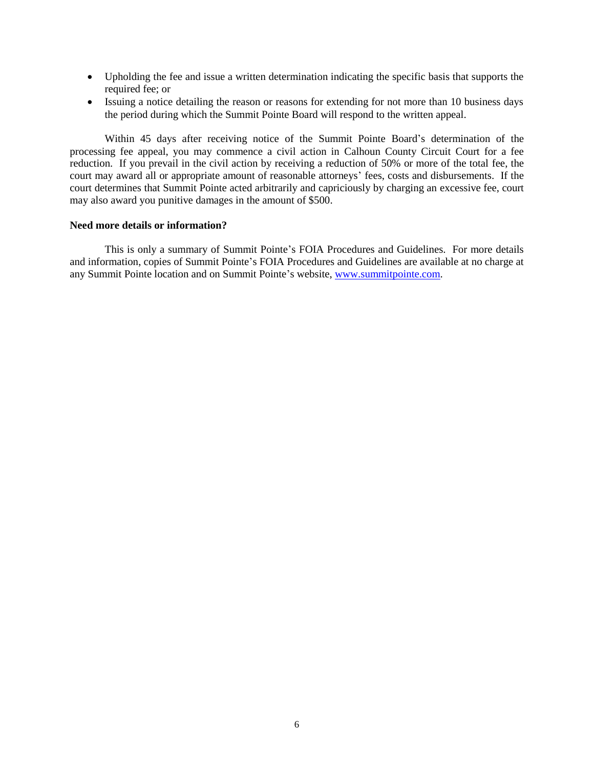- Upholding the fee and issue a written determination indicating the specific basis that supports the required fee; or
- Issuing a notice detailing the reason or reasons for extending for not more than 10 business days the period during which the Summit Pointe Board will respond to the written appeal.

Within 45 days after receiving notice of the Summit Pointe Board's determination of the processing fee appeal, you may commence a civil action in Calhoun County Circuit Court for a fee reduction. If you prevail in the civil action by receiving a reduction of 50% or more of the total fee, the court may award all or appropriate amount of reasonable attorneys' fees, costs and disbursements. If the court determines that Summit Pointe acted arbitrarily and capriciously by charging an excessive fee, court may also award you punitive damages in the amount of $500.

**Need more details or information?**

This is only a summary of Summit Pointe's FOIA Procedures and Guidelines. For more details and information, copies of Summit Pointe's FOIA Procedures and Guidelines are available at no charge at any Summit Pointe location and on Summit Pointe's website, [www.summitpointe.com](www.summitpointe.com).